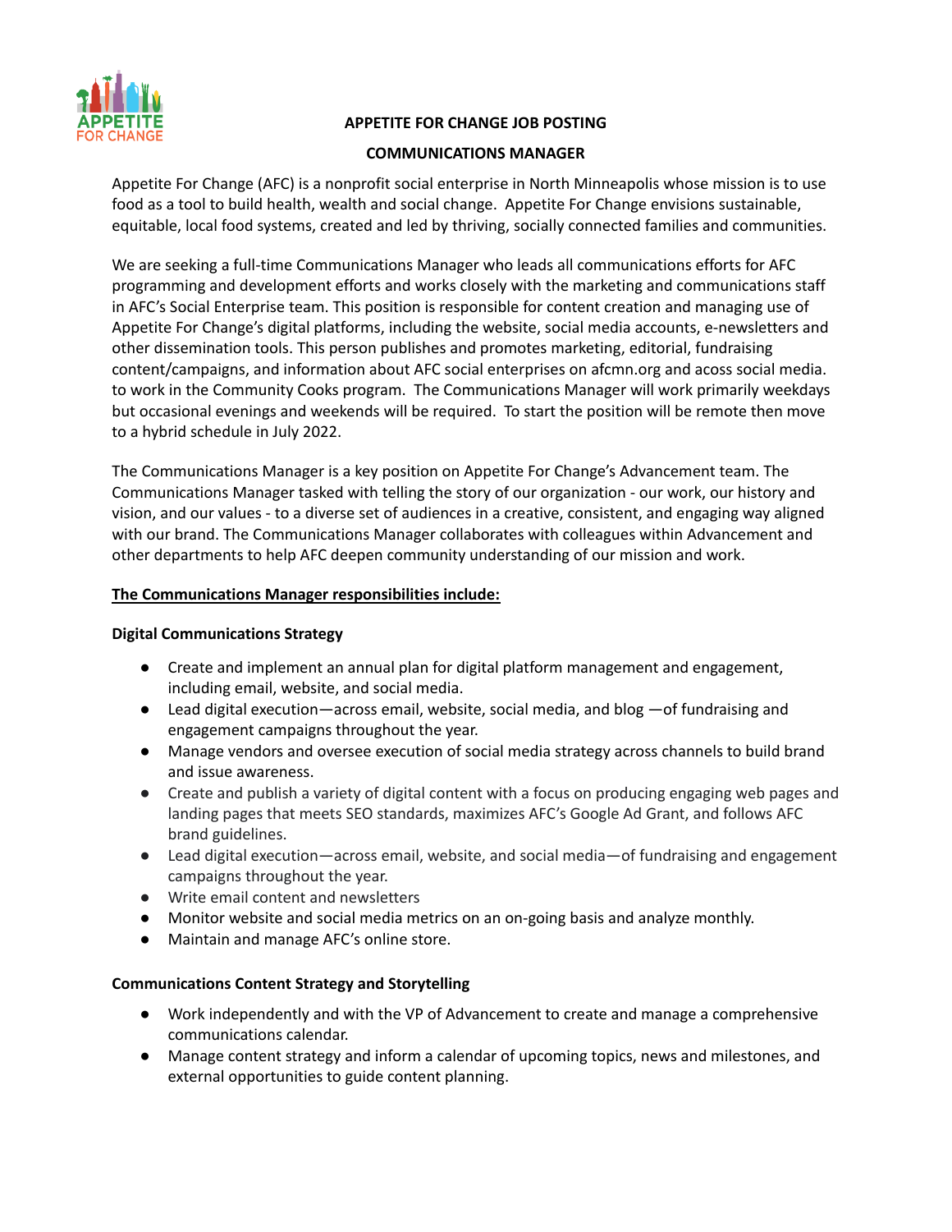**APPETITE FOR CHANGE JOB POSTING**

**COMMUNICATIONS MANAGER**

Appetite For Change (AFC) is a nonprofit social enterprise in North Minneapolis whose mission is to use food as a tool to build health, wealth and social change. Appetite For Change envisions sustainable, equitable, local food systems, created and led by thriving, socially connected families and communities.

We are seeking a full-time Communications Manager who leads all communications efforts for AFC programming and development efforts and works closely with the marketing and communications staff in AFC's Social Enterprise team. This position is responsible for content creation and managing use of Appetite For Change's digital platforms, including the website, social media accounts, e-newsletters and other dissemination tools. This person publishes and promotes marketing, editorial, fundraising content/campaigns, and information about AFC social enterprises on afcmn.org and acoss social media. to work in the Community Cooks program. The Communications Manager will work primarily weekdays but occasional evenings and weekends will be required. To start the position will be remote then move to a hybrid schedule in July 2022.

The Communications Manager is a key position on Appetite For Change's Advancement team. The Communications Manager tasked with telling the story of our organization - our work, our history and vision, and our values - to a diverse set of audiences in a creative, consistent, and engaging way aligned with our brand. The Communications Manager collaborates with colleagues within Advancement and other departments to help AFC deepen community understanding of our mission and work.

**The Communications Manager responsibilities include:**

**Digital Communications Strategy**

- Create and implement an annual plan for digital platform management and engagement, including email, website, and social media.
- Lead digital execution—across email, website, social media, and blog —of fundraising and engagement campaigns throughout the year.
- Manage vendors and oversee execution of social media strategy across channels to build brand and issue awareness.
- Create and publish a variety of digital content with a focus on producing engaging web pages and landing pages that meets SEO standards, maximizes AFC's Google Ad Grant, and follows AFC brand guidelines.
- Lead digital execution—across email, website, and social media—of fundraising and engagement campaigns throughout the year.
- Write email content and newsletters
- Monitor website and social media metrics on an on-going basis and analyze monthly.
- Maintain and manage AFC's online store.

**Communications Content Strategy and Storytelling**

- Work independently and with the VP of Advancement to create and manage a comprehensive communications calendar.
- Manage content strategy and inform a calendar of upcoming topics, news and milestones, and external opportunities to guide content planning.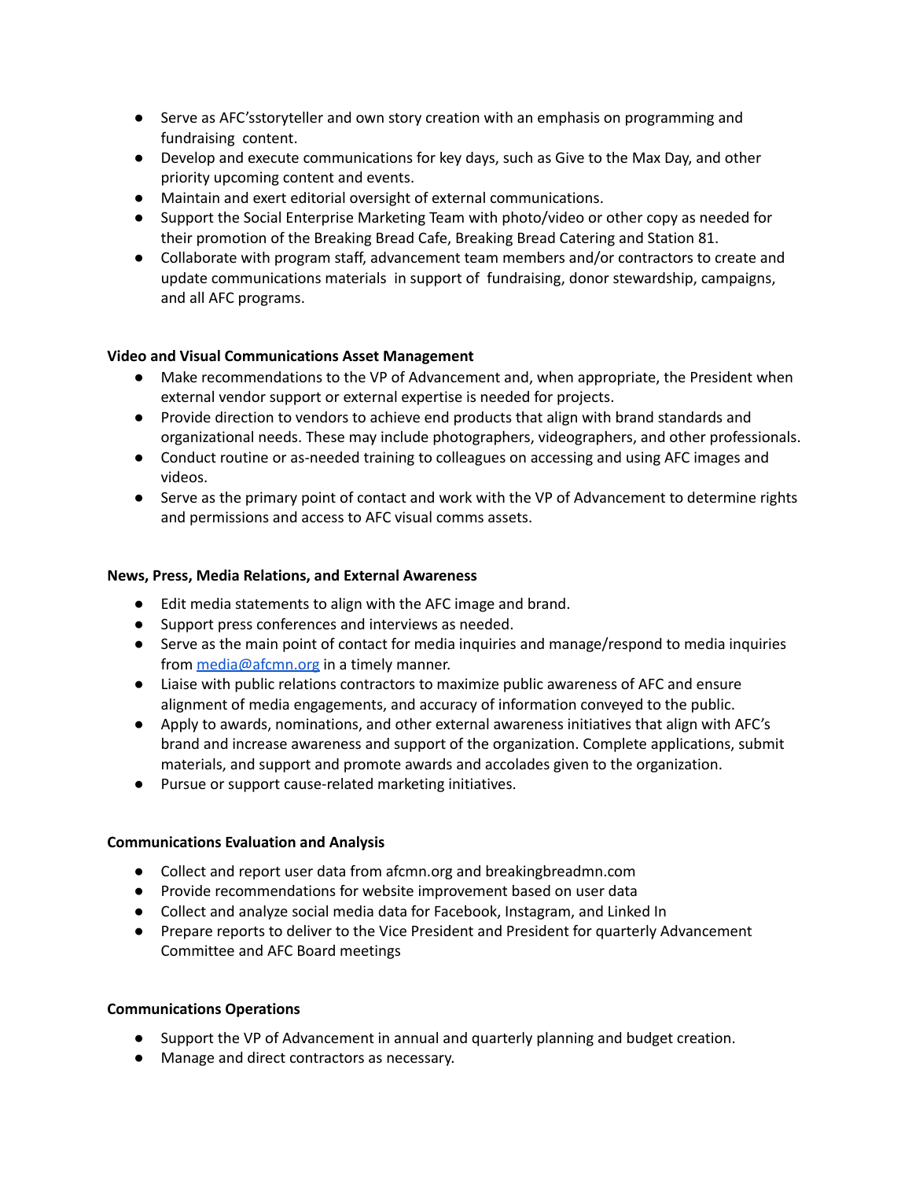- Serve as AFC'sstoryteller and own story creation with an emphasis on programming and fundraising content.
- Develop and execute communications for key days, such as Give to the Max Day, and other priority upcoming content and events.
- Maintain and exert editorial oversight of external communications.
- Support the Social Enterprise Marketing Team with photo/video or other copy as needed for their promotion of the Breaking Bread Cafe, Breaking Bread Catering and Station 81.
- Collaborate with program staff, advancement team members and/or contractors to create and update communications materials in support of fundraising, donor stewardship, campaigns, and all AFC programs.

**Video and Visual Communications Asset Management**

- Make recommendations to the VP of Advancement and, when appropriate, the President when external vendor support or external expertise is needed for projects.
- Provide direction to vendors to achieve end products that align with brand standards and organizational needs. These may include photographers, videographers, and other professionals.
- Conduct routine or as-needed training to colleagues on accessing and using AFC images and videos.
- Serve as the primary point of contact and work with the VP of Advancement to determine rights and permissions and access to AFC visual comms assets.

**News, Press, Media Relations, and External Awareness**

- Edit media statements to align with the AFC image and brand.
- Support press conferences and interviews as needed.
- Serve as the main point of contact for media inquiries and manage/respond to media inquiries from [media@afcmn.org](mailto:media@afcmn.org) in a timely manner.
- Liaise with public relations contractors to maximize public awareness of AFC and ensure alignment of media engagements, and accuracy of information conveyed to the public.
- Apply to awards, nominations, and other external awareness initiatives that align with AFC's brand and increase awareness and support of the organization. Complete applications, submit materials, and support and promote awards and accolades given to the organization.
- Pursue or support cause-related marketing initiatives.

**Communications Evaluation and Analysis**

- Collect and report user data from afcmn.org and breakingbreadmn.com
- Provide recommendations for website improvement based on user data
- Collect and analyze social media data for Facebook, Instagram, and Linked In
- Prepare reports to deliver to the Vice President and President for quarterly Advancement Committee and AFC Board meetings

**Communications Operations**

- Support the VP of Advancement in annual and quarterly planning and budget creation.
- Manage and direct contractors as necessary.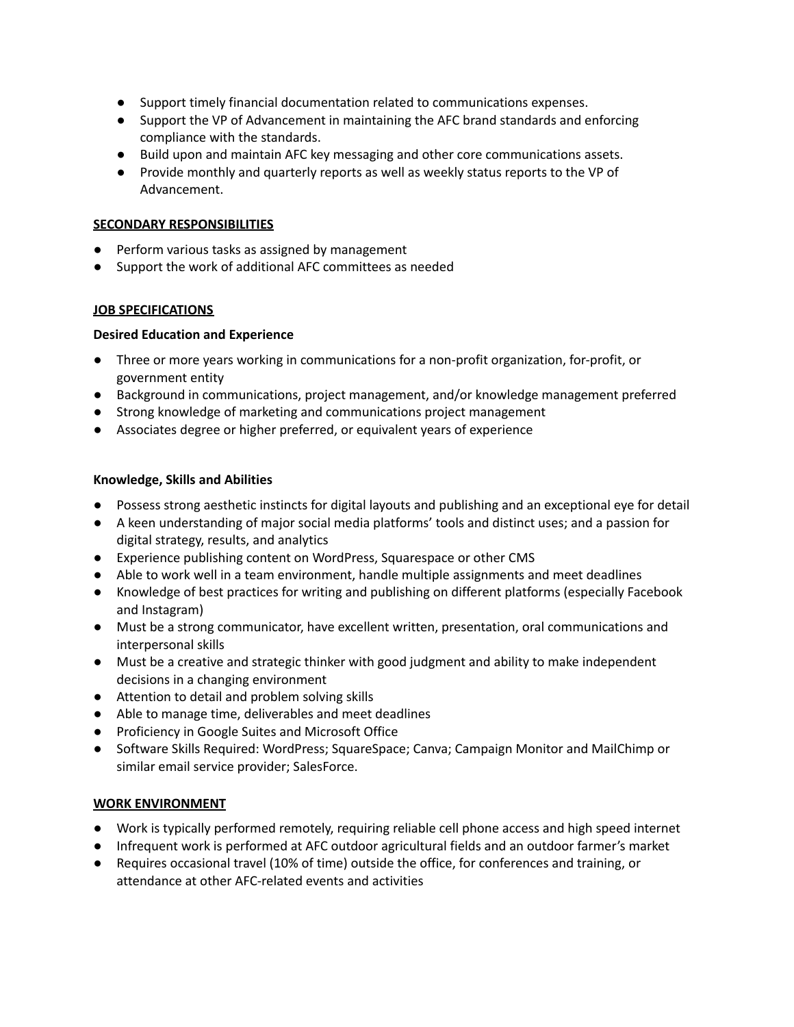- Support timely financial documentation related to communications expenses.
- Support the VP of Advancement in maintaining the AFC brand standards and enforcing compliance with the standards.
- Build upon and maintain AFC key messaging and other core communications assets.
- Provide monthly and quarterly reports as well as weekly status reports to the VP of Advancement.

## SECONDARY RESPONSIBILITIES

- Perform various tasks as assigned by management
- Support the work of additional AFC committees as needed

## JOB SPECIFICATIONS

**Desired Education and Experience**

- Three or more years working in communications for a non-profit organization, for-profit, or government entity
- Background in communications, project management, and/or knowledge management preferred
- Strong knowledge of marketing and communications project management
- Associates degree or higher preferred, or equivalent years of experience

**Knowledge, Skills and Abilities**

- Possess strong aesthetic instincts for digital layouts and publishing and an exceptional eye for detail
- A keen understanding of major social media platforms' tools and distinct uses; and a passion for digital strategy, results, and analytics
- Experience publishing content on WordPress, Squarespace or other CMS
- Able to work well in a team environment, handle multiple assignments and meet deadlines
- Knowledge of best practices for writing and publishing on different platforms (especially Facebook and Instagram)
- Must be a strong communicator, have excellent written, presentation, oral communications and interpersonal skills
- Must be a creative and strategic thinker with good judgment and ability to make independent decisions in a changing environment
- Attention to detail and problem solving skills
- Able to manage time, deliverables and meet deadlines
- Proficiency in Google Suites and Microsoft Office
- Software Skills Required: WordPress; SquareSpace; Canva; Campaign Monitor and MailChimp or similar email service provider; SalesForce.

## WORK ENVIRONMENT

- Work is typically performed remotely, requiring reliable cell phone access and high speed internet
- Infrequent work is performed at AFC outdoor agricultural fields and an outdoor farmer's market
- Requires occasional travel (10% of time) outside the office, for conferences and training, or attendance at other AFC-related events and activities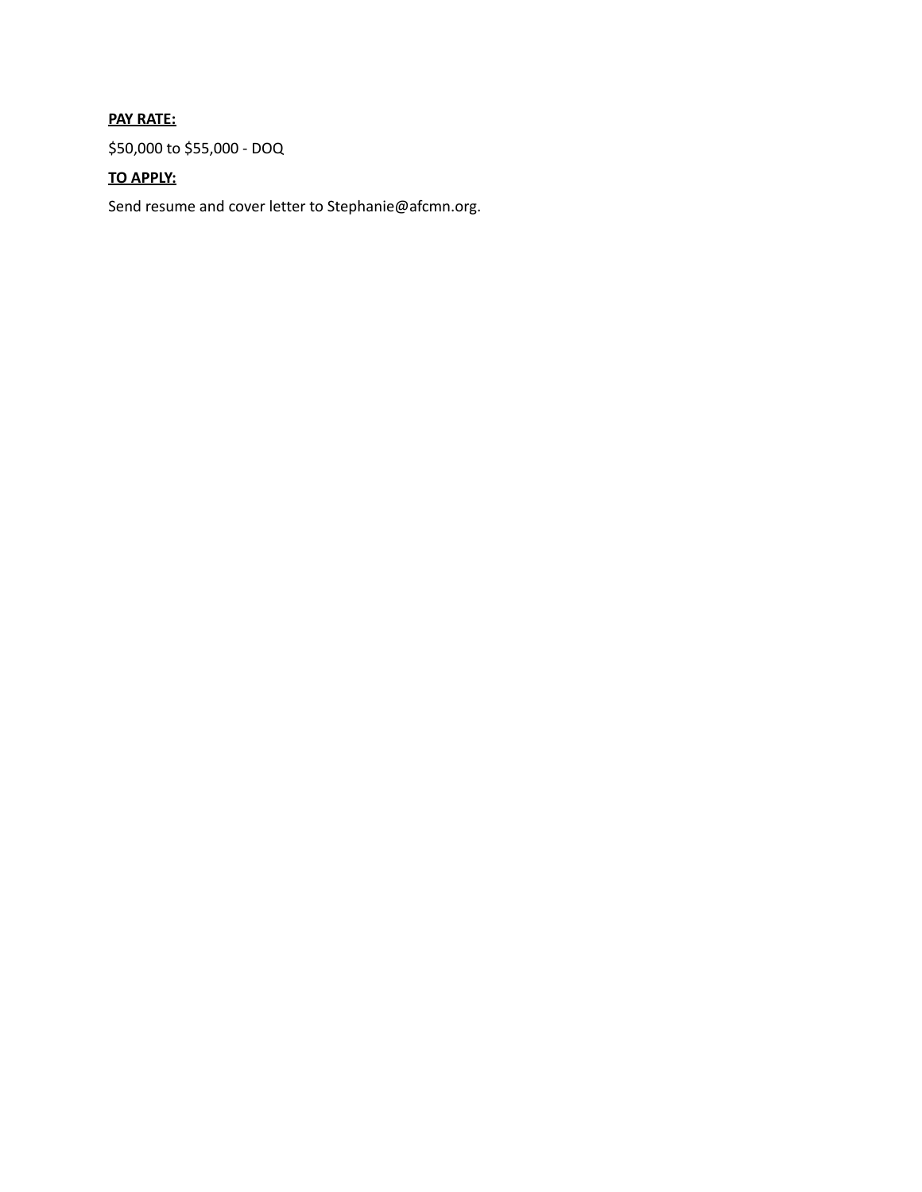**PAY RATE:**

$50,000 to $55,000 - DOQ

**TO APPLY:**

Send resume and cover letter to Stephanie@afcmn.org.